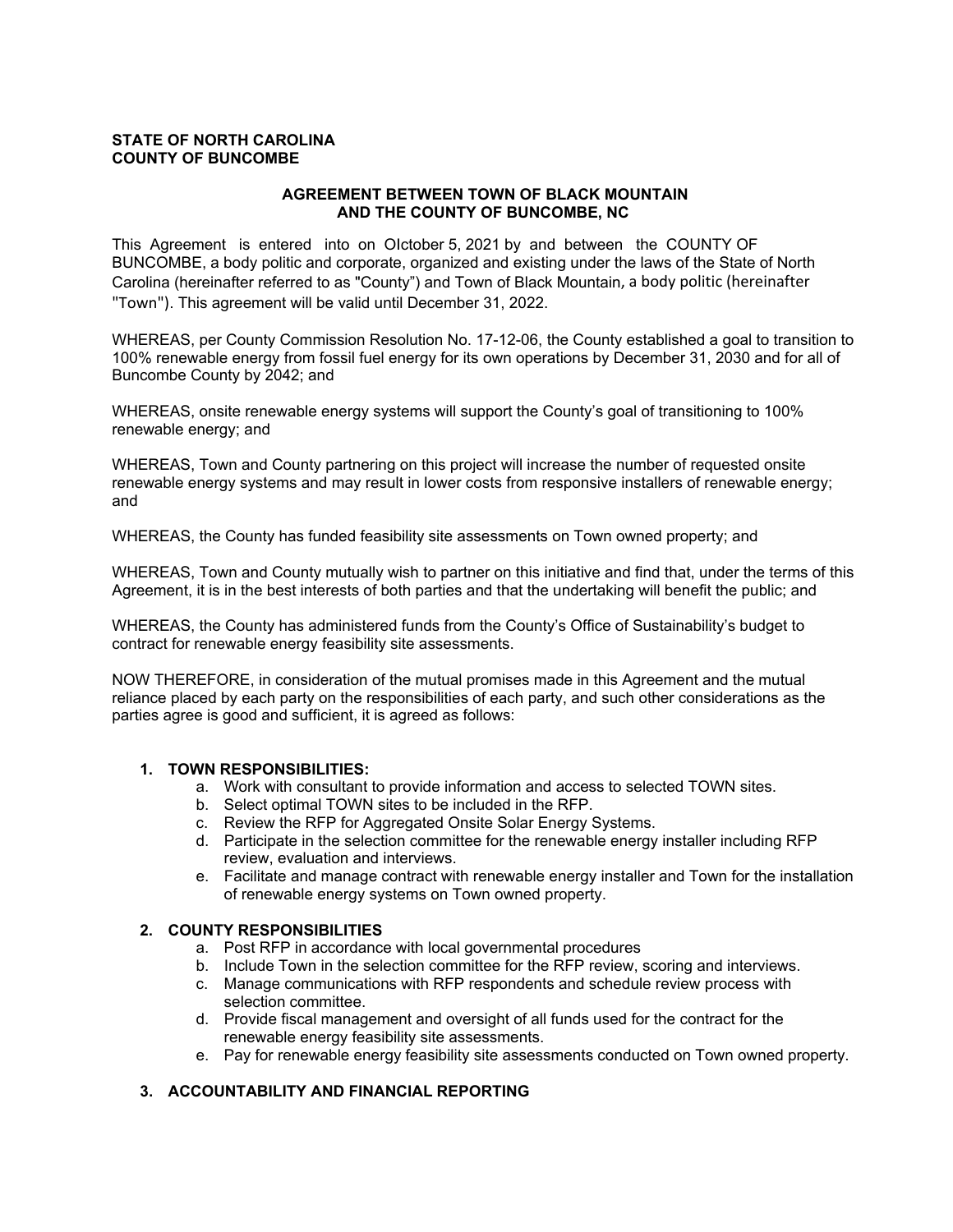**STATE OF NORTH CAROLINA**
**COUNTY OF BUNCOMBE**

**AGREEMENT BETWEEN TOWN OF BLACK MOUNTAIN AND THE COUNTY OF BUNCOMBE, NC**

This Agreement is entered into on OIctober 5, 2021 by and between the COUNTY OF BUNCOMBE, a body politic and corporate, organized and existing under the laws of the State of North Carolina (hereinafter referred to as "County") and Town of Black Mountain, a body politic (hereinafter "Town"). This agreement will be valid until December 31, 2022.

WHEREAS, per County Commission Resolution No. 17-12-06, the County established a goal to transition to 100% renewable energy from fossil fuel energy for its own operations by December 31, 2030 and for all of Buncombe County by 2042; and

WHEREAS, onsite renewable energy systems will support the County's goal of transitioning to 100% renewable energy; and

WHEREAS, Town and County partnering on this project will increase the number of requested onsite renewable energy systems and may result in lower costs from responsive installers of renewable energy; and

WHEREAS, the County has funded feasibility site assessments on Town owned property; and

WHEREAS, Town and County mutually wish to partner on this initiative and find that, under the terms of this Agreement, it is in the best interests of both parties and that the undertaking will benefit the public; and

WHEREAS, the County has administered funds from the County's Office of Sustainability's budget to contract for renewable energy feasibility site assessments.

NOW THEREFORE, in consideration of the mutual promises made in this Agreement and the mutual reliance placed by each party on the responsibilities of each party, and such other considerations as the parties agree is good and sufficient, it is agreed as follows:

1. **TOWN RESPONSIBILITIES:**
   a. Work with consultant to provide information and access to selected TOWN sites.
   b. Select optimal TOWN sites to be included in the RFP.
   c. Review the RFP for Aggregated Onsite Solar Energy Systems.
   d. Participate in the selection committee for the renewable energy installer including RFP review, evaluation and interviews.
   e. Facilitate and manage contract with renewable energy installer and Town for the installation of renewable energy systems on Town owned property.

2. **COUNTY RESPONSIBILITIES**
   a. Post RFP in accordance with local governmental procedures
   b. Include Town in the selection committee for the RFP review, scoring and interviews.
   c. Manage communications with RFP respondents and schedule review process with selection committee.
   d. Provide fiscal management and oversight of all funds used for the contract for the renewable energy feasibility site assessments.
   e. Pay for renewable energy feasibility site assessments conducted on Town owned property.

3. **ACCOUNTABILITY AND FINANCIAL REPORTING**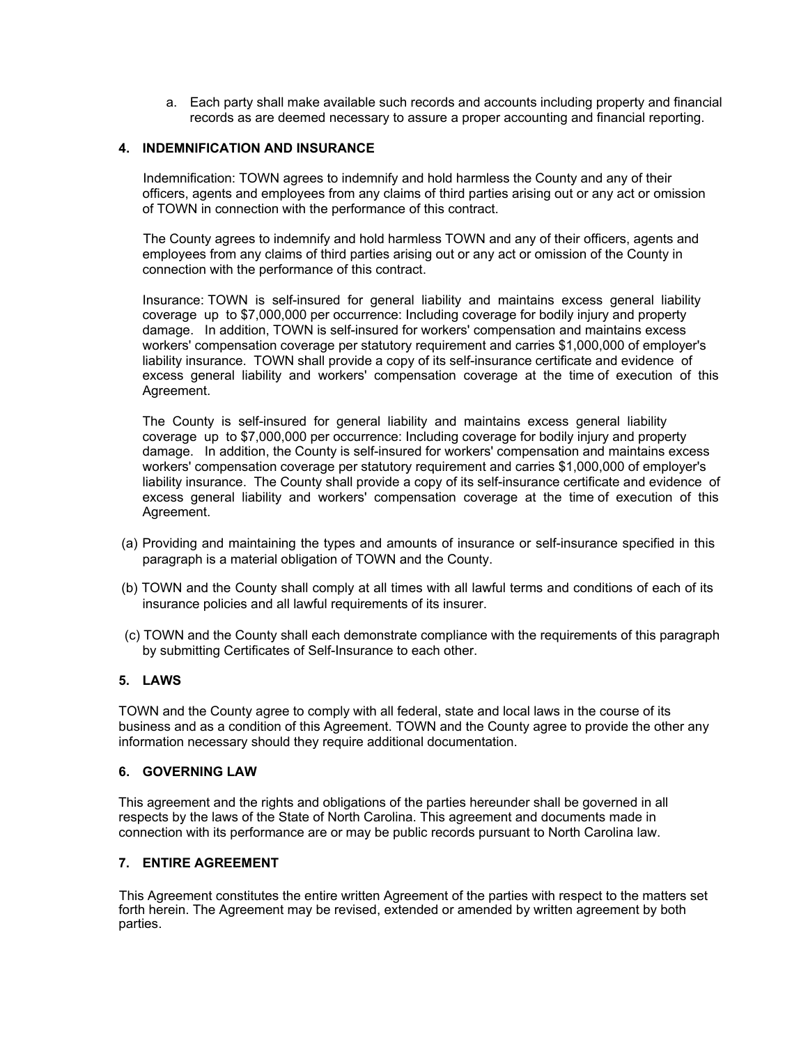a. Each party shall make available such records and accounts including property and financial records as are deemed necessary to assure a proper accounting and financial reporting.

## 4. INDEMNIFICATION AND INSURANCE

Indemnification: TOWN agrees to indemnify and hold harmless the County and any of their officers, agents and employees from any claims of third parties arising out or any act or omission of TOWN in connection with the performance of this contract.

The County agrees to indemnify and hold harmless TOWN and any of their officers, agents and employees from any claims of third parties arising out or any act or omission of the County in connection with the performance of this contract.

Insurance: TOWN is self-insured for general liability and maintains excess general liability coverage up to $7,000,000 per occurrence: Including coverage for bodily injury and property damage. In addition, TOWN is self-insured for workers' compensation and maintains excess workers' compensation coverage per statutory requirement and carries $1,000,000 of employer's liability insurance. TOWN shall provide a copy of its self-insurance certificate and evidence of excess general liability and workers' compensation coverage at the time of execution of this Agreement.

The County is self-insured for general liability and maintains excess general liability coverage up to $7,000,000 per occurrence: Including coverage for bodily injury and property damage. In addition, the County is self-insured for workers' compensation and maintains excess workers' compensation coverage per statutory requirement and carries $1,000,000 of employer's liability insurance. The County shall provide a copy of its self-insurance certificate and evidence of excess general liability and workers' compensation coverage at the time of execution of this Agreement.

(a) Providing and maintaining the types and amounts of insurance or self-insurance specified in this paragraph is a material obligation of TOWN and the County.

(b) TOWN and the County shall comply at all times with all lawful terms and conditions of each of its insurance policies and all lawful requirements of its insurer.

(c) TOWN and the County shall each demonstrate compliance with the requirements of this paragraph by submitting Certificates of Self-Insurance to each other.

## 5. LAWS

TOWN and the County agree to comply with all federal, state and local laws in the course of its business and as a condition of this Agreement. TOWN and the County agree to provide the other any information necessary should they require additional documentation.

## 6. GOVERNING LAW

This agreement and the rights and obligations of the parties hereunder shall be governed in all respects by the laws of the State of North Carolina. This agreement and documents made in connection with its performance are or may be public records pursuant to North Carolina law.

## 7. ENTIRE AGREEMENT

This Agreement constitutes the entire written Agreement of the parties with respect to the matters set forth herein. The Agreement may be revised, extended or amended by written agreement by both parties.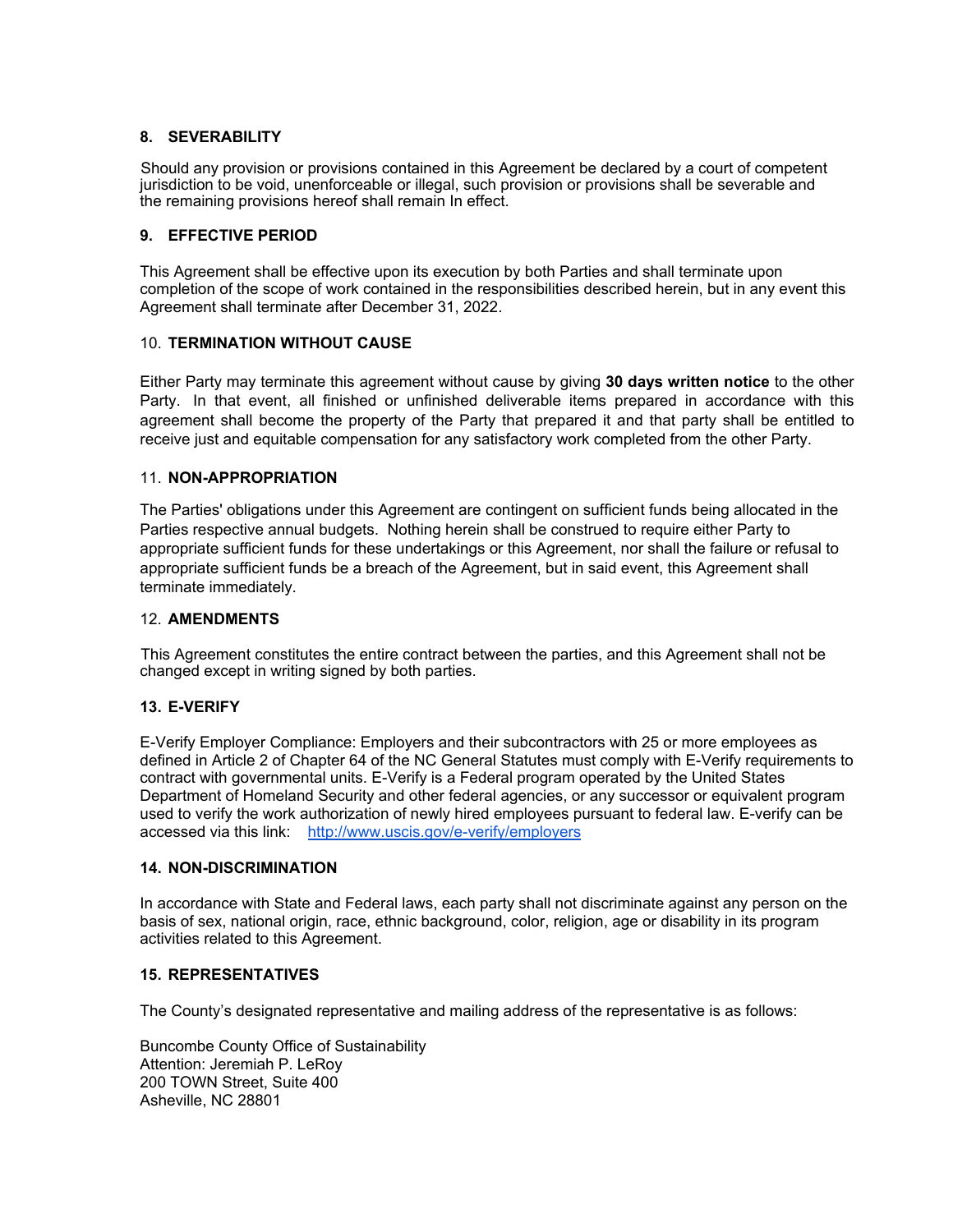**8. SEVERABILITY**

Should any provision or provisions contained in this Agreement be declared by a court of competent jurisdiction to be void, unenforceable or illegal, such provision or provisions shall be severable and the remaining provisions hereof shall remain In effect.

**9. EFFECTIVE PERIOD**

This Agreement shall be effective upon its execution by both Parties and shall terminate upon completion of the scope of work contained in the responsibilities described herein, but in any event this Agreement shall terminate after December 31, 2022.

10. **TERMINATION WITHOUT CAUSE**

Either Party may terminate this agreement without cause by giving **30 days written notice** to the other Party. In that event, all finished or unfinished deliverable items prepared in accordance with this agreement shall become the property of the Party that prepared it and that party shall be entitled to receive just and equitable compensation for any satisfactory work completed from the other Party.

11. **NON-APPROPRIATION**

The Parties' obligations under this Agreement are contingent on sufficient funds being allocated in the Parties respective annual budgets. Nothing herein shall be construed to require either Party to appropriate sufficient funds for these undertakings or this Agreement, nor shall the failure or refusal to appropriate sufficient funds be a breach of the Agreement, but in said event, this Agreement shall terminate immediately.

12. **AMENDMENTS**

This Agreement constitutes the entire contract between the parties, and this Agreement shall not be changed except in writing signed by both parties.

**13. E-VERIFY**

E-Verify Employer Compliance: Employers and their subcontractors with 25 or more employees as defined in Article 2 of Chapter 64 of the NC General Statutes must comply with E-Verify requirements to contract with governmental units. E-Verify is a Federal program operated by the United States Department of Homeland Security and other federal agencies, or any successor or equivalent program used to verify the work authorization of newly hired employees pursuant to federal law. E-verify can be accessed via this link: http://www.uscis.gov/e-verify/employers

**14. NON-DISCRIMINATION**

In accordance with State and Federal laws, each party shall not discriminate against any person on the basis of sex, national origin, race, ethnic background, color, religion, age or disability in its program activities related to this Agreement.

**15. REPRESENTATIVES**

The County's designated representative and mailing address of the representative is as follows:

Buncombe County Office of Sustainability
Attention: Jeremiah P. LeRoy
200 TOWN Street, Suite 400
Asheville, NC 28801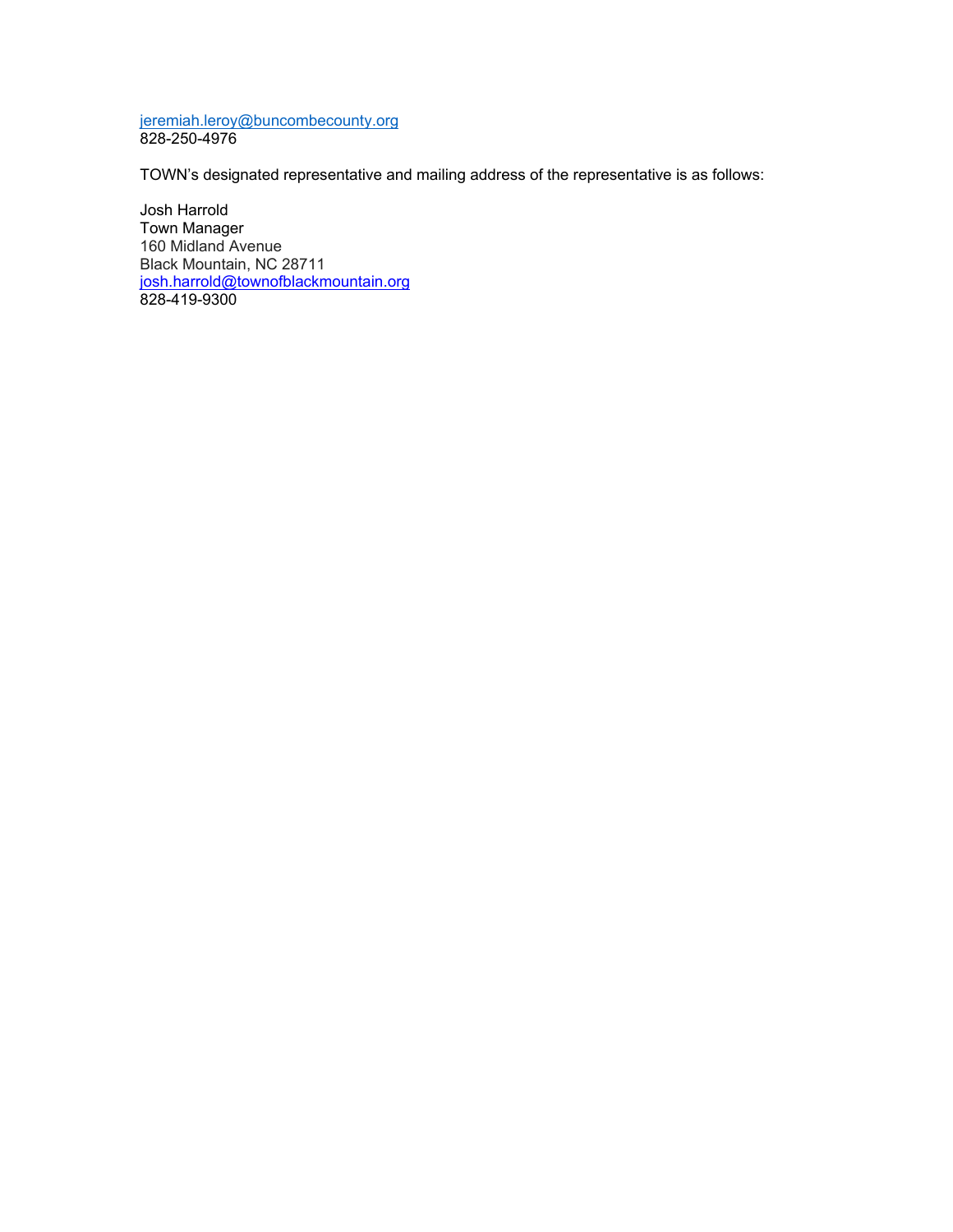jeremiah.leroy@buncombecounty.org
828-250-4976

TOWN's designated representative and mailing address of the representative is as follows:

Josh Harrold
Town Manager
160 Midland Avenue
Black Mountain, NC 28711
josh.harrold@townofblackmountain.org
828-419-9300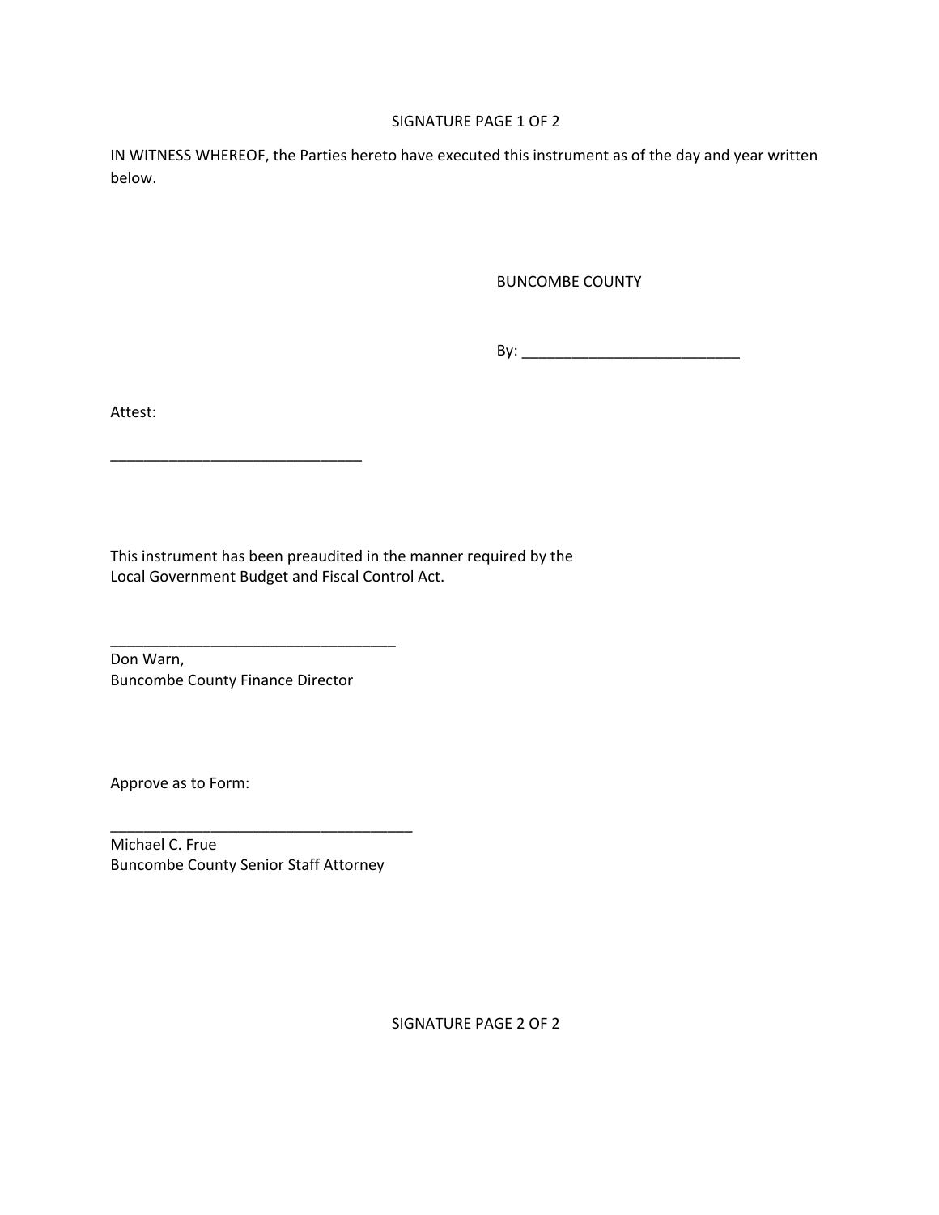SIGNATURE PAGE 1 OF 2

IN WITNESS WHEREOF, the Parties hereto have executed this instrument as of the day and year written below.

BUNCOMBE COUNTY

By: ___________________________

Attest:

______________________________

This instrument has been preaudited in the manner required by the Local Government Budget and Fiscal Control Act.

__________________________________
Don Warn,
Buncombe County Finance Director

Approve as to Form:

____________________________________
Michael C. Frue
Buncombe County Senior Staff Attorney

SIGNATURE PAGE 2 OF 2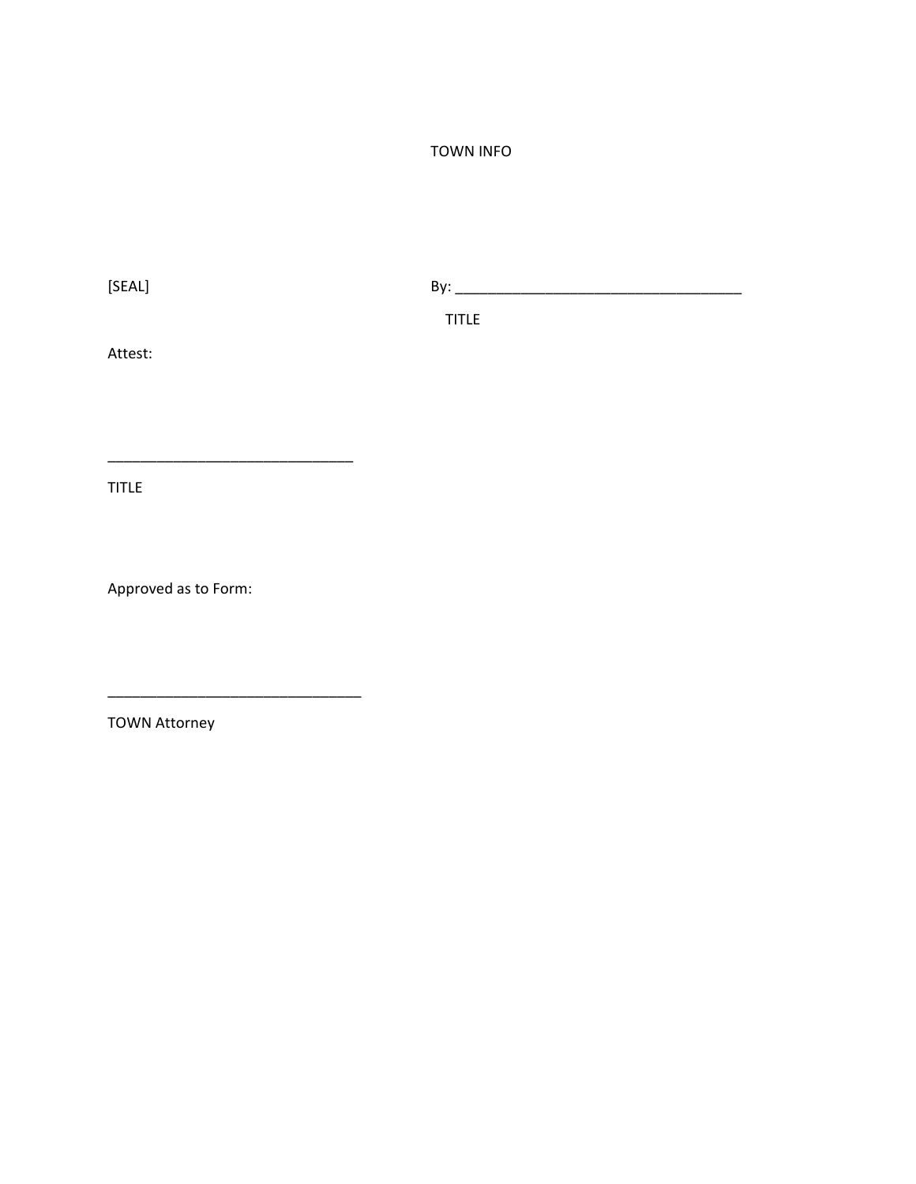TOWN INFO

[SEAL]

By: ____________________________________

TITLE

Attest:

______________________________

TITLE

Approved as to Form:

_______________________________

TOWN Attorney